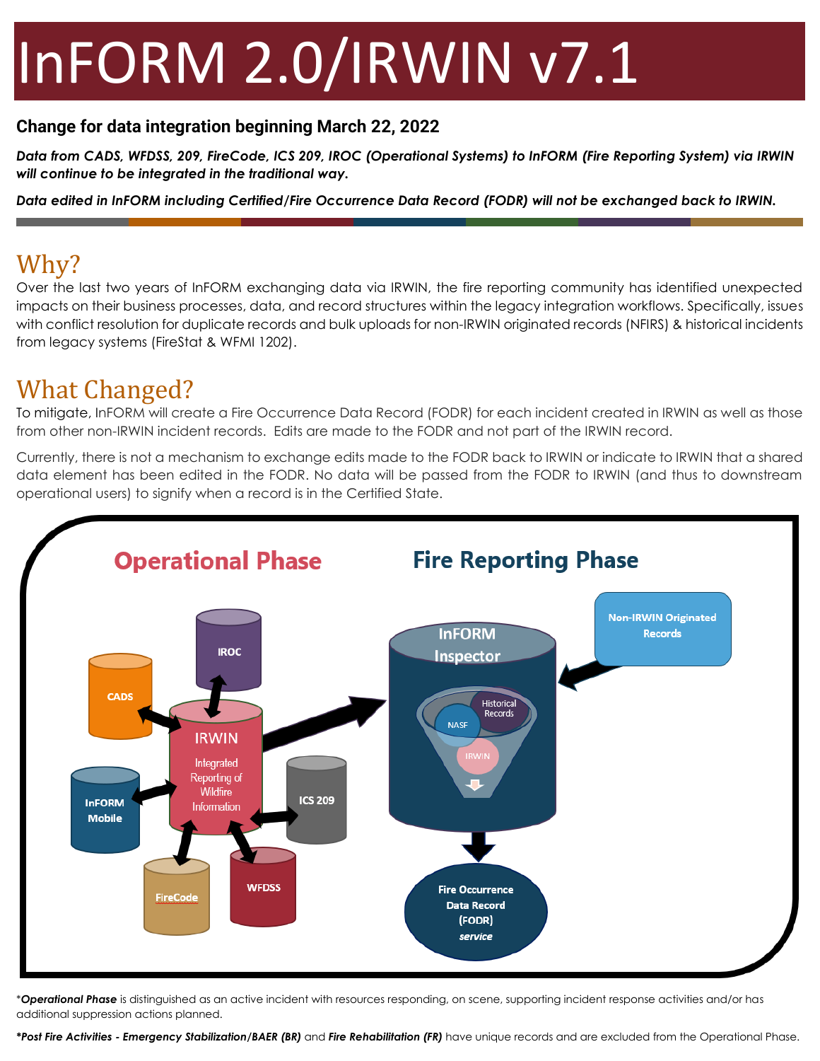# InFORM 2.0/IRWIN v7.1

**Change for data integration beginning March 22, 2022**

***Data from CADS, WFDSS, 209, FireCode, ICS 209, IROC (Operational Systems) to InFORM (Fire Reporting System) via IRWIN will continue to be integrated in the traditional way.***

***Data edited in InFORM including Certified/Fire Occurrence Data Record (FODR) will not be exchanged back to IRWIN.***

## Why?

Over the last two years of InFORM exchanging data via IRWIN, the fire reporting community has identified unexpected impacts on their business processes, data, and record structures within the legacy integration workflows. Specifically, issues with conflict resolution for duplicate records and bulk uploads for non-IRWIN originated records (NFIRS) & historical incidents from legacy systems (FireStat & WFMI 1202).

## What Changed?

To mitigate, InFORM will create a Fire Occurrence Data Record (FODR) for each incident created in IRWIN as well as those from other non-IRWIN incident records. Edits are made to the FODR and not part of the IRWIN record.

Currently, there is not a mechanism to exchange edits made to the FODR back to IRWIN or indicate to IRWIN that a shared data element has been edited in the FODR. No data will be passed from the FODR to IRWIN (and thus to downstream operational users) to signify when a record is in the Certified State.

**Operational Phase**

**Fire Reporting Phase**

IROC

CADS

IRWIN Integrated Reporting of Wildfire Information

InFORM Mobile

ICS 209

FireCode

WFDSS

InFORM Inspector

Historical Records

NASF

IRWIN

Non-IRWIN Originated Records

Fire Occurrence Data Record (FODR) *service*

\****Operational Phase*** is distinguished as an active incident with resources responding, on scene, supporting incident response activities and/or has additional suppression actions planned.

***\*Post Fire Activities - Emergency Stabilization/BAER (BR)*** and ***Fire Rehabilitation (FR)*** have unique records and are excluded from the Operational Phase.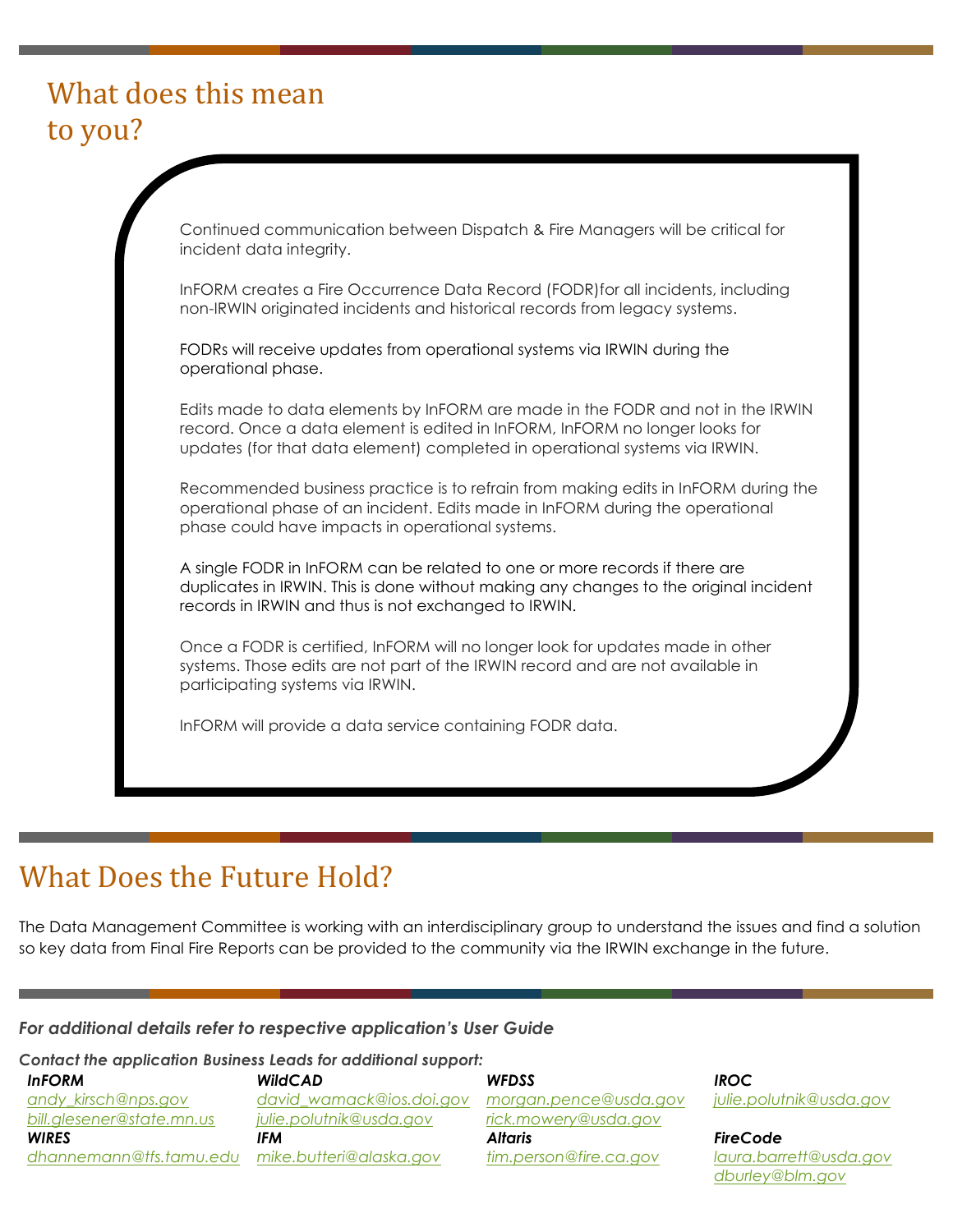## What does this mean to you?

Continued communication between Dispatch & Fire Managers will be critical for incident data integrity.

InFORM creates a Fire Occurrence Data Record (FODR)for all incidents, including non-IRWIN originated incidents and historical records from legacy systems.

FODRs will receive updates from operational systems via IRWIN during the operational phase.

Edits made to data elements by InFORM are made in the FODR and not in the IRWIN record. Once a data element is edited in InFORM, InFORM no longer looks for updates (for that data element) completed in operational systems via IRWIN.

Recommended business practice is to refrain from making edits in InFORM during the operational phase of an incident. Edits made in InFORM during the operational phase could have impacts in operational systems.

A single FODR in InFORM can be related to one or more records if there are duplicates in IRWIN. This is done without making any changes to the original incident records in IRWIN and thus is not exchanged to IRWIN.

Once a FODR is certified, InFORM will no longer look for updates made in other systems. Those edits are not part of the IRWIN record and are not available in participating systems via IRWIN.

InFORM will provide a data service containing FODR data.

## What Does the Future Hold?

The Data Management Committee is working with an interdisciplinary group to understand the issues and find a solution so key data from Final Fire Reports can be provided to the community via the IRWIN exchange in the future.

***For additional details refer to respective application's User Guide***

***Contact the application Business Leads for additional support:***

***InFORM***
andy_kirsch@nps.gov
bill.glesener@state.mn.us

***WIRES***
dhannemann@tfs.tamu.edu

***WildCAD***
david_wamack@ios.doi.gov
julie.polutnik@usda.gov

***IFM***
mike.butteri@alaska.gov

***WFDSS***
morgan.pence@usda.gov
rick.mowery@usda.gov

***Altaris***
tim.person@fire.ca.gov

***IROC***
julie.polutnik@usda.gov

***FireCode***
laura.barrett@usda.gov
dburley@blm.gov